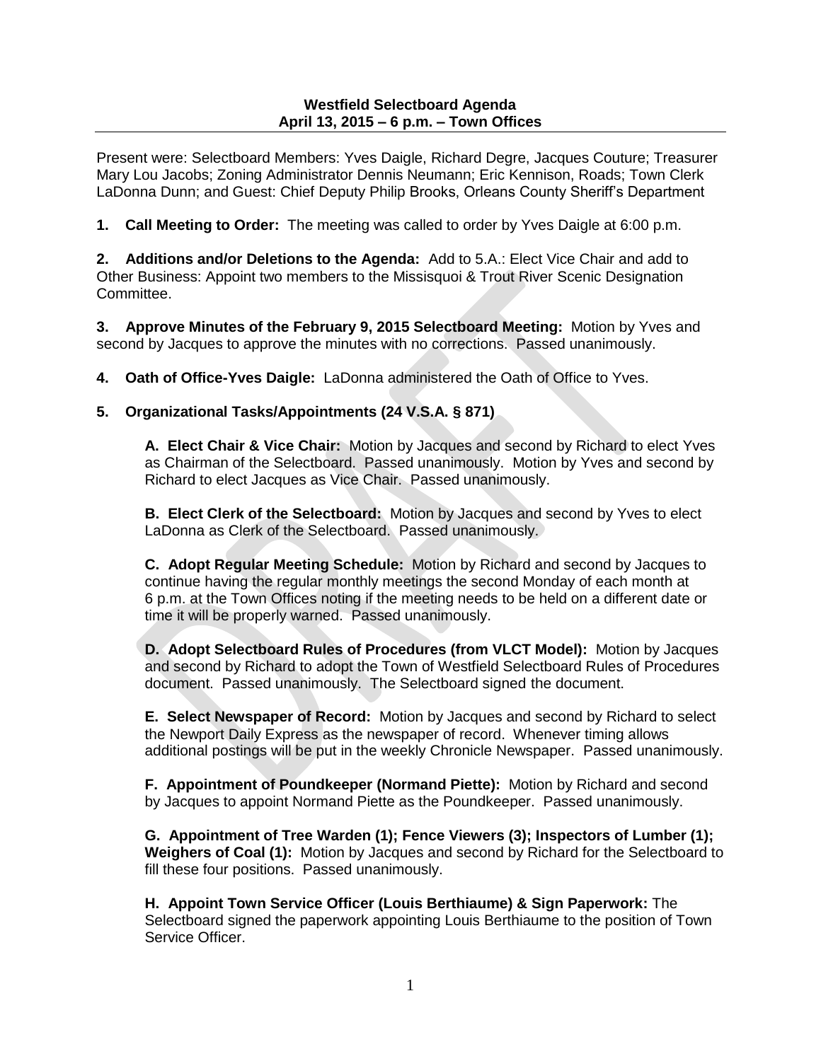**Westfield Selectboard Agenda**
**April 13, 2015 – 6 p.m. – Town Offices**

Present were: Selectboard Members: Yves Daigle, Richard Degre, Jacques Couture; Treasurer Mary Lou Jacobs; Zoning Administrator Dennis Neumann; Eric Kennison, Roads; Town Clerk LaDonna Dunn; and Guest: Chief Deputy Philip Brooks, Orleans County Sheriff's Department

**1. Call Meeting to Order:** The meeting was called to order by Yves Daigle at 6:00 p.m.

**2. Additions and/or Deletions to the Agenda:** Add to 5.A.: Elect Vice Chair and add to Other Business: Appoint two members to the Missisquoi & Trout River Scenic Designation Committee.

**3. Approve Minutes of the February 9, 2015 Selectboard Meeting:** Motion by Yves and second by Jacques to approve the minutes with no corrections. Passed unanimously.

**4. Oath of Office-Yves Daigle:** LaDonna administered the Oath of Office to Yves.

**5. Organizational Tasks/Appointments (24 V.S.A. § 871)**

**A. Elect Chair & Vice Chair:** Motion by Jacques and second by Richard to elect Yves as Chairman of the Selectboard. Passed unanimously. Motion by Yves and second by Richard to elect Jacques as Vice Chair. Passed unanimously.

**B. Elect Clerk of the Selectboard:** Motion by Jacques and second by Yves to elect LaDonna as Clerk of the Selectboard. Passed unanimously.

**C. Adopt Regular Meeting Schedule:** Motion by Richard and second by Jacques to continue having the regular monthly meetings the second Monday of each month at 6 p.m. at the Town Offices noting if the meeting needs to be held on a different date or time it will be properly warned. Passed unanimously.

**D. Adopt Selectboard Rules of Procedures (from VLCT Model):** Motion by Jacques and second by Richard to adopt the Town of Westfield Selectboard Rules of Procedures document. Passed unanimously. The Selectboard signed the document.

**E. Select Newspaper of Record:** Motion by Jacques and second by Richard to select the Newport Daily Express as the newspaper of record. Whenever timing allows additional postings will be put in the weekly Chronicle Newspaper. Passed unanimously.

**F. Appointment of Poundkeeper (Normand Piette):** Motion by Richard and second by Jacques to appoint Normand Piette as the Poundkeeper. Passed unanimously.

**G. Appointment of Tree Warden (1); Fence Viewers (3); Inspectors of Lumber (1); Weighers of Coal (1):** Motion by Jacques and second by Richard for the Selectboard to fill these four positions. Passed unanimously.

**H. Appoint Town Service Officer (Louis Berthiaume) & Sign Paperwork:** The Selectboard signed the paperwork appointing Louis Berthiaume to the position of Town Service Officer.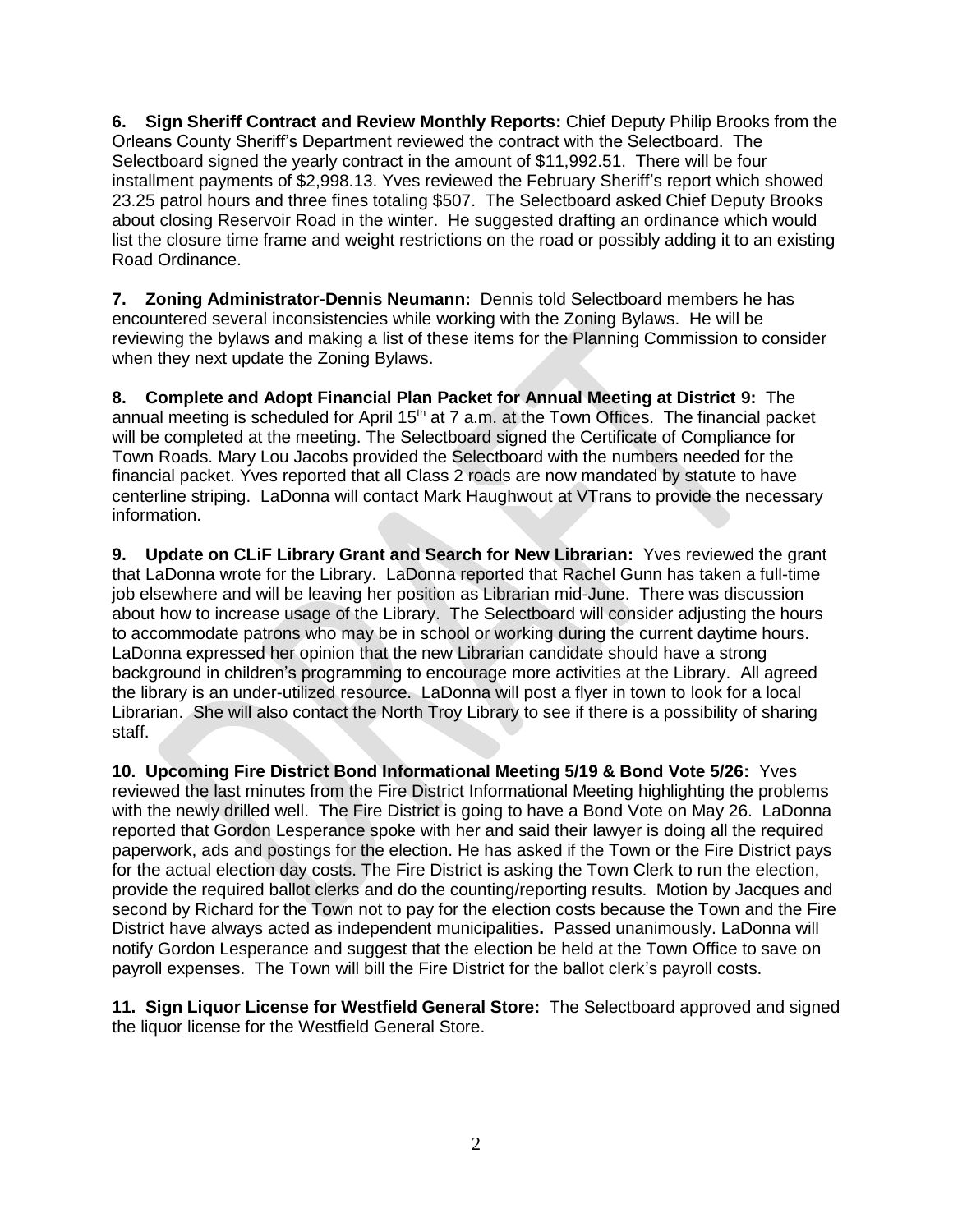**6. Sign Sheriff Contract and Review Monthly Reports:** Chief Deputy Philip Brooks from the Orleans County Sheriff's Department reviewed the contract with the Selectboard. The Selectboard signed the yearly contract in the amount of $11,992.51. There will be four installment payments of $2,998.13. Yves reviewed the February Sheriff's report which showed 23.25 patrol hours and three fines totaling $507. The Selectboard asked Chief Deputy Brooks about closing Reservoir Road in the winter. He suggested drafting an ordinance which would list the closure time frame and weight restrictions on the road or possibly adding it to an existing Road Ordinance.

**7. Zoning Administrator-Dennis Neumann:** Dennis told Selectboard members he has encountered several inconsistencies while working with the Zoning Bylaws. He will be reviewing the bylaws and making a list of these items for the Planning Commission to consider when they next update the Zoning Bylaws.

**8. Complete and Adopt Financial Plan Packet for Annual Meeting at District 9:** The annual meeting is scheduled for April 15th at 7 a.m. at the Town Offices. The financial packet will be completed at the meeting. The Selectboard signed the Certificate of Compliance for Town Roads. Mary Lou Jacobs provided the Selectboard with the numbers needed for the financial packet. Yves reported that all Class 2 roads are now mandated by statute to have centerline striping. LaDonna will contact Mark Haughwout at VTrans to provide the necessary information.

**9. Update on CLiF Library Grant and Search for New Librarian:** Yves reviewed the grant that LaDonna wrote for the Library. LaDonna reported that Rachel Gunn has taken a full-time job elsewhere and will be leaving her position as Librarian mid-June. There was discussion about how to increase usage of the Library. The Selectboard will consider adjusting the hours to accommodate patrons who may be in school or working during the current daytime hours. LaDonna expressed her opinion that the new Librarian candidate should have a strong background in children's programming to encourage more activities at the Library. All agreed the library is an under-utilized resource. LaDonna will post a flyer in town to look for a local Librarian. She will also contact the North Troy Library to see if there is a possibility of sharing staff.

**10. Upcoming Fire District Bond Informational Meeting 5/19 & Bond Vote 5/26:** Yves reviewed the last minutes from the Fire District Informational Meeting highlighting the problems with the newly drilled well. The Fire District is going to have a Bond Vote on May 26. LaDonna reported that Gordon Lesperance spoke with her and said their lawyer is doing all the required paperwork, ads and postings for the election. He has asked if the Town or the Fire District pays for the actual election day costs. The Fire District is asking the Town Clerk to run the election, provide the required ballot clerks and do the counting/reporting results. Motion by Jacques and second by Richard for the Town not to pay for the election costs because the Town and the Fire District have always acted as independent municipalities**.** Passed unanimously. LaDonna will notify Gordon Lesperance and suggest that the election be held at the Town Office to save on payroll expenses. The Town will bill the Fire District for the ballot clerk's payroll costs.

**11. Sign Liquor License for Westfield General Store:** The Selectboard approved and signed the liquor license for the Westfield General Store.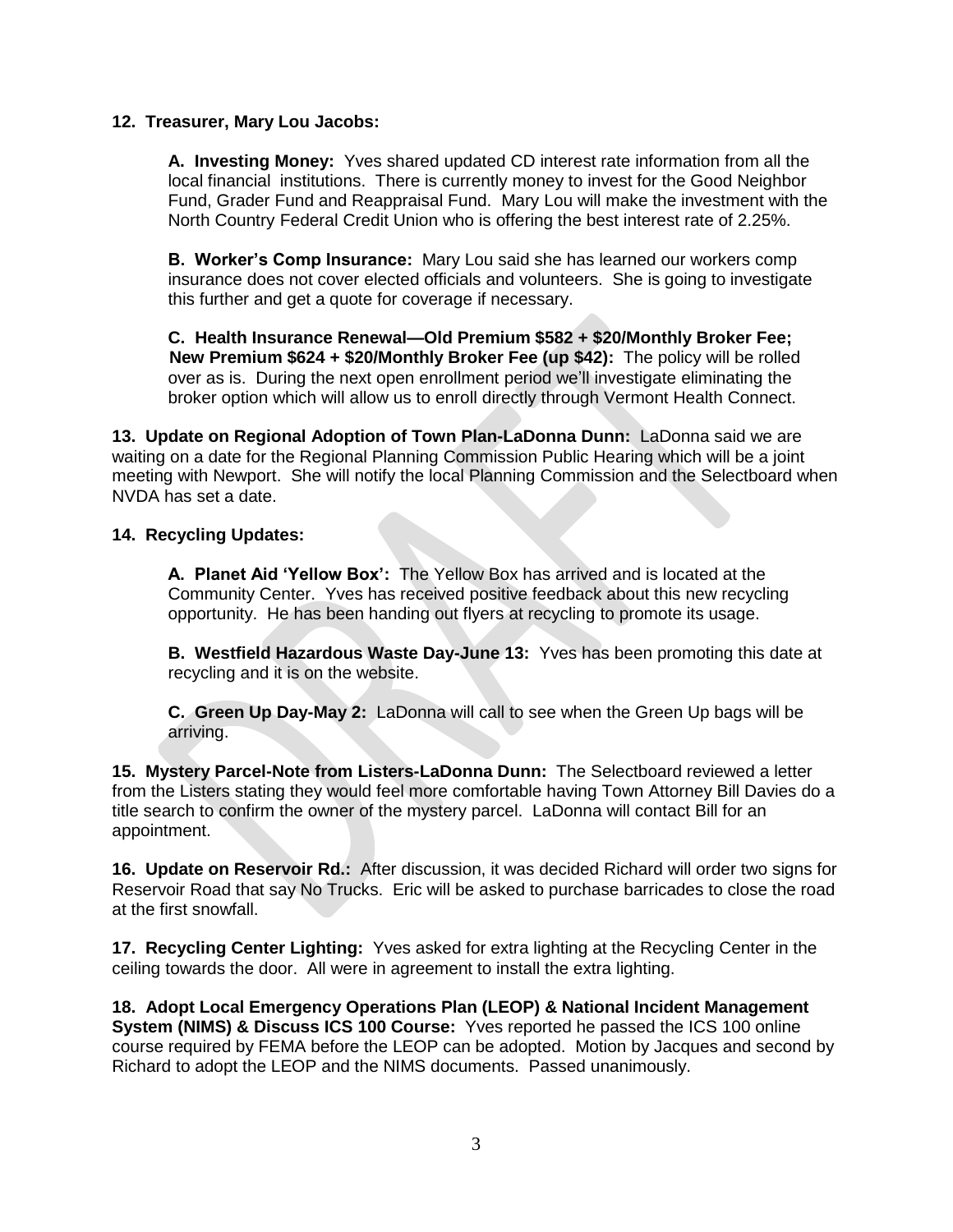**12. Treasurer, Mary Lou Jacobs:**

**A. Investing Money:** Yves shared updated CD interest rate information from all the local financial institutions. There is currently money to invest for the Good Neighbor Fund, Grader Fund and Reappraisal Fund. Mary Lou will make the investment with the North Country Federal Credit Union who is offering the best interest rate of 2.25%.

**B. Worker's Comp Insurance:** Mary Lou said she has learned our workers comp insurance does not cover elected officials and volunteers. She is going to investigate this further and get a quote for coverage if necessary.

**C. Health Insurance Renewal—Old Premium $582 + $20/Monthly Broker Fee; New Premium $624 + $20/Monthly Broker Fee (up $42):** The policy will be rolled over as is. During the next open enrollment period we'll investigate eliminating the broker option which will allow us to enroll directly through Vermont Health Connect.

**13. Update on Regional Adoption of Town Plan-LaDonna Dunn:** LaDonna said we are waiting on a date for the Regional Planning Commission Public Hearing which will be a joint meeting with Newport. She will notify the local Planning Commission and the Selectboard when NVDA has set a date.

**14. Recycling Updates:**

**A. Planet Aid 'Yellow Box':** The Yellow Box has arrived and is located at the Community Center. Yves has received positive feedback about this new recycling opportunity. He has been handing out flyers at recycling to promote its usage.

**B. Westfield Hazardous Waste Day-June 13:** Yves has been promoting this date at recycling and it is on the website.

**C. Green Up Day-May 2:** LaDonna will call to see when the Green Up bags will be arriving.

**15. Mystery Parcel-Note from Listers-LaDonna Dunn:** The Selectboard reviewed a letter from the Listers stating they would feel more comfortable having Town Attorney Bill Davies do a title search to confirm the owner of the mystery parcel. LaDonna will contact Bill for an appointment.

**16. Update on Reservoir Rd.:** After discussion, it was decided Richard will order two signs for Reservoir Road that say No Trucks. Eric will be asked to purchase barricades to close the road at the first snowfall.

**17. Recycling Center Lighting:** Yves asked for extra lighting at the Recycling Center in the ceiling towards the door. All were in agreement to install the extra lighting.

**18. Adopt Local Emergency Operations Plan (LEOP) & National Incident Management System (NIMS) & Discuss ICS 100 Course:** Yves reported he passed the ICS 100 online course required by FEMA before the LEOP can be adopted. Motion by Jacques and second by Richard to adopt the LEOP and the NIMS documents. Passed unanimously.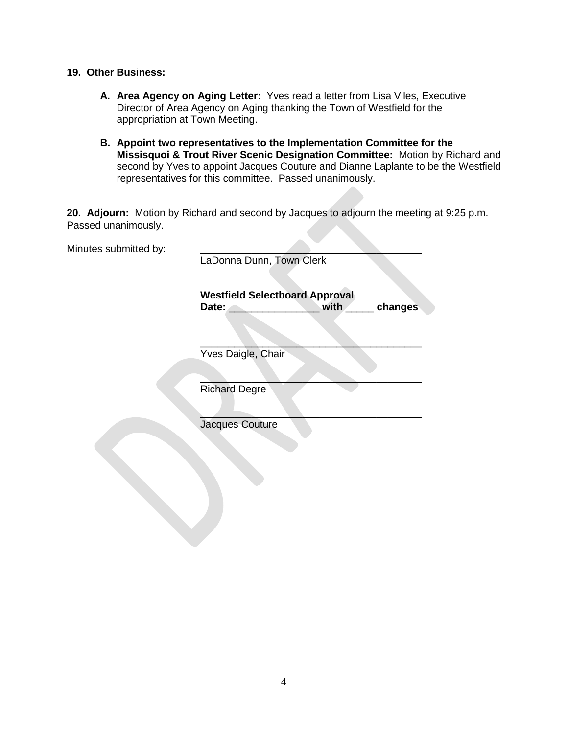**19. Other Business:**

**A. Area Agency on Aging Letter:** Yves read a letter from Lisa Viles, Executive Director of Area Agency on Aging thanking the Town of Westfield for the appropriation at Town Meeting.

**B. Appoint two representatives to the Implementation Committee for the Missisquoi & Trout River Scenic Designation Committee:** Motion by Richard and second by Yves to appoint Jacques Couture and Dianne Laplante to be the Westfield representatives for this committee. Passed unanimously.

**20. Adjourn:** Motion by Richard and second by Jacques to adjourn the meeting at 9:25 p.m. Passed unanimously.

Minutes submitted by: ________________________________________
LaDonna Dunn, Town Clerk

**Westfield Selectboard Approval**
**Date: ________________ with _____ changes**

________________________________________
Yves Daigle, Chair

________________________________________
Richard Degre

________________________________________
Jacques Couture

DRAFT